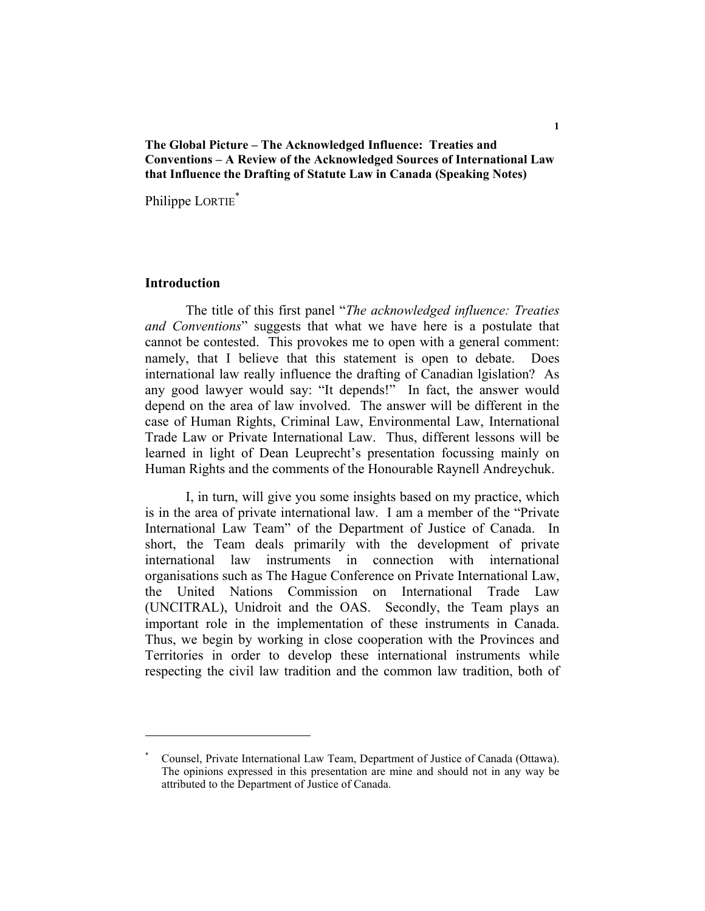**The Global Picture – The Acknowledged Influence: Treaties and Conventions – A Review of the Acknowledged Sources of International Law that Influence the Drafting of Statute Law in Canada (Speaking Notes)**

Philippe LORTIE[*]

## Introduction

The title of this first panel "*The acknowledged influence: Treaties and Conventions*" suggests that what we have here is a postulate that cannot be contested. This provokes me to open with a general comment: namely, that I believe that this statement is open to debate. Does international law really influence the drafting of Canadian lgislation? As any good lawyer would say: "It depends!" In fact, the answer would depend on the area of law involved. The answer will be different in the case of Human Rights, Criminal Law, Environmental Law, International Trade Law or Private International Law. Thus, different lessons will be learned in light of Dean Leuprecht's presentation focussing mainly on Human Rights and the comments of the Honourable Raynell Andreychuk.

I, in turn, will give you some insights based on my practice, which is in the area of private international law. I am a member of the "Private International Law Team" of the Department of Justice of Canada. In short, the Team deals primarily with the development of private international law instruments in connection with international organisations such as The Hague Conference on Private International Law, the United Nations Commission on International Trade Law (UNCITRAL), Unidroit and the OAS. Secondly, the Team plays an important role in the implementation of these instruments in Canada. Thus, we begin by working in close cooperation with the Provinces and Territories in order to develop these international instruments while respecting the civil law tradition and the common law tradition, both of

---

[*] Counsel, Private International Law Team, Department of Justice of Canada (Ottawa). The opinions expressed in this presentation are mine and should not in any way be attributed to the Department of Justice of Canada.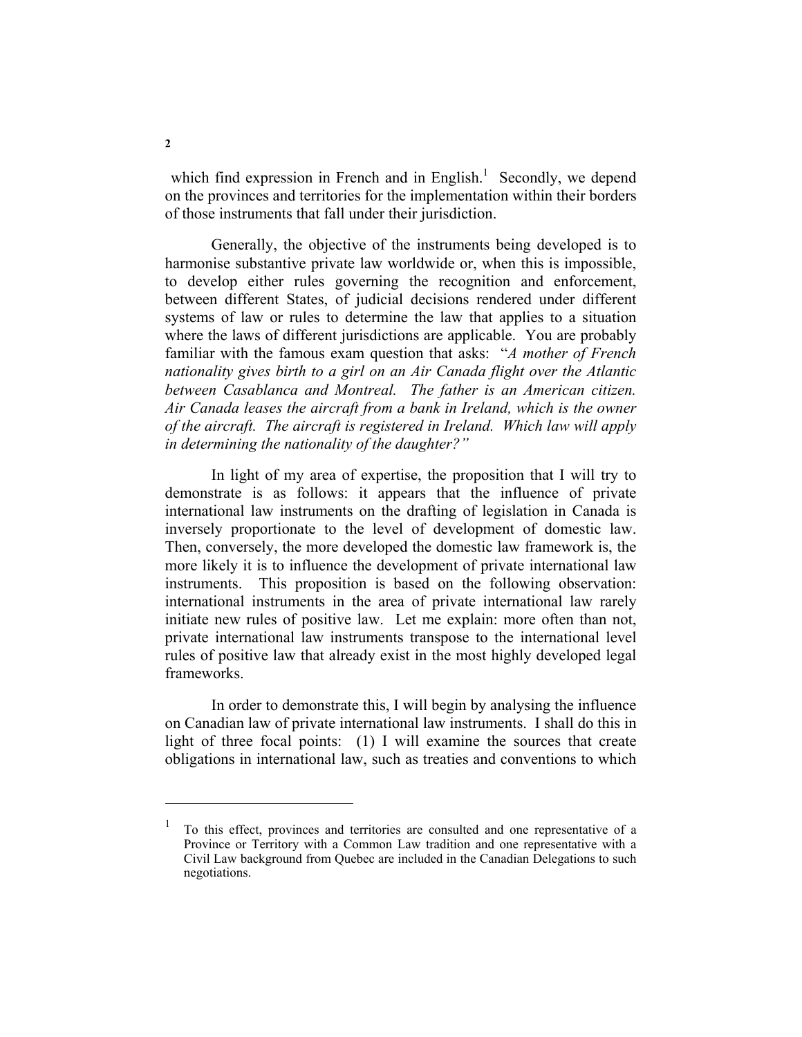which find expression in French and in English.[1] Secondly, we depend on the provinces and territories for the implementation within their borders of those instruments that fall under their jurisdiction.

Generally, the objective of the instruments being developed is to harmonise substantive private law worldwide or, when this is impossible, to develop either rules governing the recognition and enforcement, between different States, of judicial decisions rendered under different systems of law or rules to determine the law that applies to a situation where the laws of different jurisdictions are applicable. You are probably familiar with the famous exam question that asks: "*A mother of French nationality gives birth to a girl on an Air Canada flight over the Atlantic between Casablanca and Montreal. The father is an American citizen. Air Canada leases the aircraft from a bank in Ireland, which is the owner of the aircraft. The aircraft is registered in Ireland. Which law will apply in determining the nationality of the daughter?*"

In light of my area of expertise, the proposition that I will try to demonstrate is as follows: it appears that the influence of private international law instruments on the drafting of legislation in Canada is inversely proportionate to the level of development of domestic law. Then, conversely, the more developed the domestic law framework is, the more likely it is to influence the development of private international law instruments. This proposition is based on the following observation: international instruments in the area of private international law rarely initiate new rules of positive law. Let me explain: more often than not, private international law instruments transpose to the international level rules of positive law that already exist in the most highly developed legal frameworks.

In order to demonstrate this, I will begin by analysing the influence on Canadian law of private international law instruments. I shall do this in light of three focal points: (1) I will examine the sources that create obligations in international law, such as treaties and conventions to which

---

[1] To this effect, provinces and territories are consulted and one representative of a Province or Territory with a Common Law tradition and one representative with a Civil Law background from Quebec are included in the Canadian Delegations to such negotiations.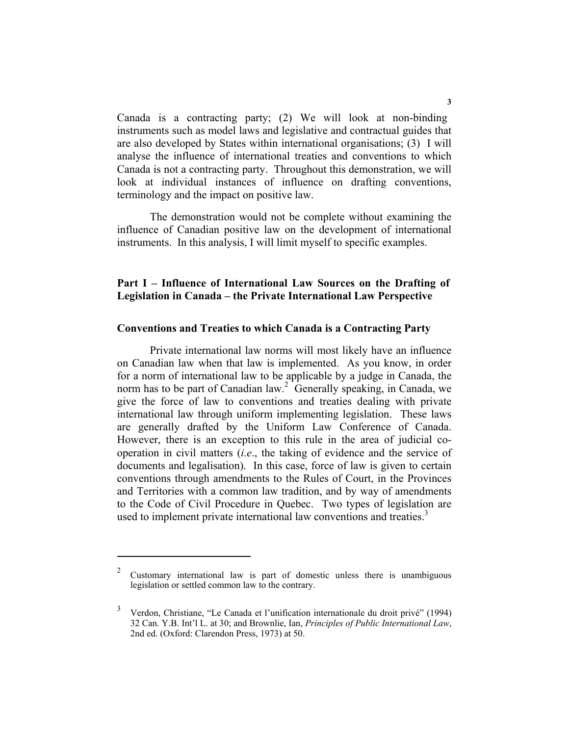Canada is a contracting party; (2) We will look at non-binding instruments such as model laws and legislative and contractual guides that are also developed by States within international organisations; (3) I will analyse the influence of international treaties and conventions to which Canada is not a contracting party. Throughout this demonstration, we will look at individual instances of influence on drafting conventions, terminology and the impact on positive law.

The demonstration would not be complete without examining the influence of Canadian positive law on the development of international instruments. In this analysis, I will limit myself to specific examples.

## Part I – Influence of International Law Sources on the Drafting of Legislation in Canada – the Private International Law Perspective

### Conventions and Treaties to which Canada is a Contracting Party

Private international law norms will most likely have an influence on Canadian law when that law is implemented. As you know, in order for a norm of international law to be applicable by a judge in Canada, the norm has to be part of Canadian law.[2] Generally speaking, in Canada, we give the force of law to conventions and treaties dealing with private international law through uniform implementing legislation. These laws are generally drafted by the Uniform Law Conference of Canada. However, there is an exception to this rule in the area of judicial co-operation in civil matters (*i.e*., the taking of evidence and the service of documents and legalisation). In this case, force of law is given to certain conventions through amendments to the Rules of Court, in the Provinces and Territories with a common law tradition, and by way of amendments to the Code of Civil Procedure in Quebec. Two types of legislation are used to implement private international law conventions and treaties.[3]

---

[2] Customary international law is part of domestic unless there is unambiguous legislation or settled common law to the contrary.

[3] Verdon, Christiane, "Le Canada et l'unification internationale du droit privé" (1994) 32 Can. Y.B. Int'l L. at 30; and Brownlie, Ian, *Principles of Public International Law*, 2nd ed. (Oxford: Clarendon Press, 1973) at 50.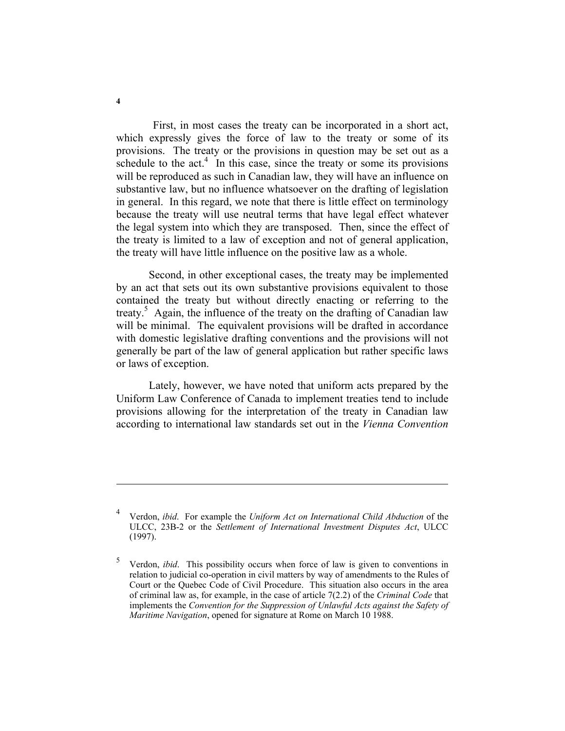First, in most cases the treaty can be incorporated in a short act, which expressly gives the force of law to the treaty or some of its provisions. The treaty or the provisions in question may be set out as a schedule to the act.[4] In this case, since the treaty or some its provisions will be reproduced as such in Canadian law, they will have an influence on substantive law, but no influence whatsoever on the drafting of legislation in general. In this regard, we note that there is little effect on terminology because the treaty will use neutral terms that have legal effect whatever the legal system into which they are transposed. Then, since the effect of the treaty is limited to a law of exception and not of general application, the treaty will have little influence on the positive law as a whole.

Second, in other exceptional cases, the treaty may be implemented by an act that sets out its own substantive provisions equivalent to those contained the treaty but without directly enacting or referring to the treaty.[5] Again, the influence of the treaty on the drafting of Canadian law will be minimal. The equivalent provisions will be drafted in accordance with domestic legislative drafting conventions and the provisions will not generally be part of the law of general application but rather specific laws or laws of exception.

Lately, however, we have noted that uniform acts prepared by the Uniform Law Conference of Canada to implement treaties tend to include provisions allowing for the interpretation of the treaty in Canadian law according to international law standards set out in the *Vienna Convention*

---

[4] Verdon, *ibid*. For example the *Uniform Act on International Child Abduction* of the ULCC, 23B-2 or the *Settlement of International Investment Disputes Act*, ULCC (1997).

[5] Verdon, *ibid*. This possibility occurs when force of law is given to conventions in relation to judicial co-operation in civil matters by way of amendments to the Rules of Court or the Quebec Code of Civil Procedure. This situation also occurs in the area of criminal law as, for example, in the case of article 7(2.2) of the *Criminal Code* that implements the *Convention for the Suppression of Unlawful Acts against the Safety of Maritime Navigation*, opened for signature at Rome on March 10 1988.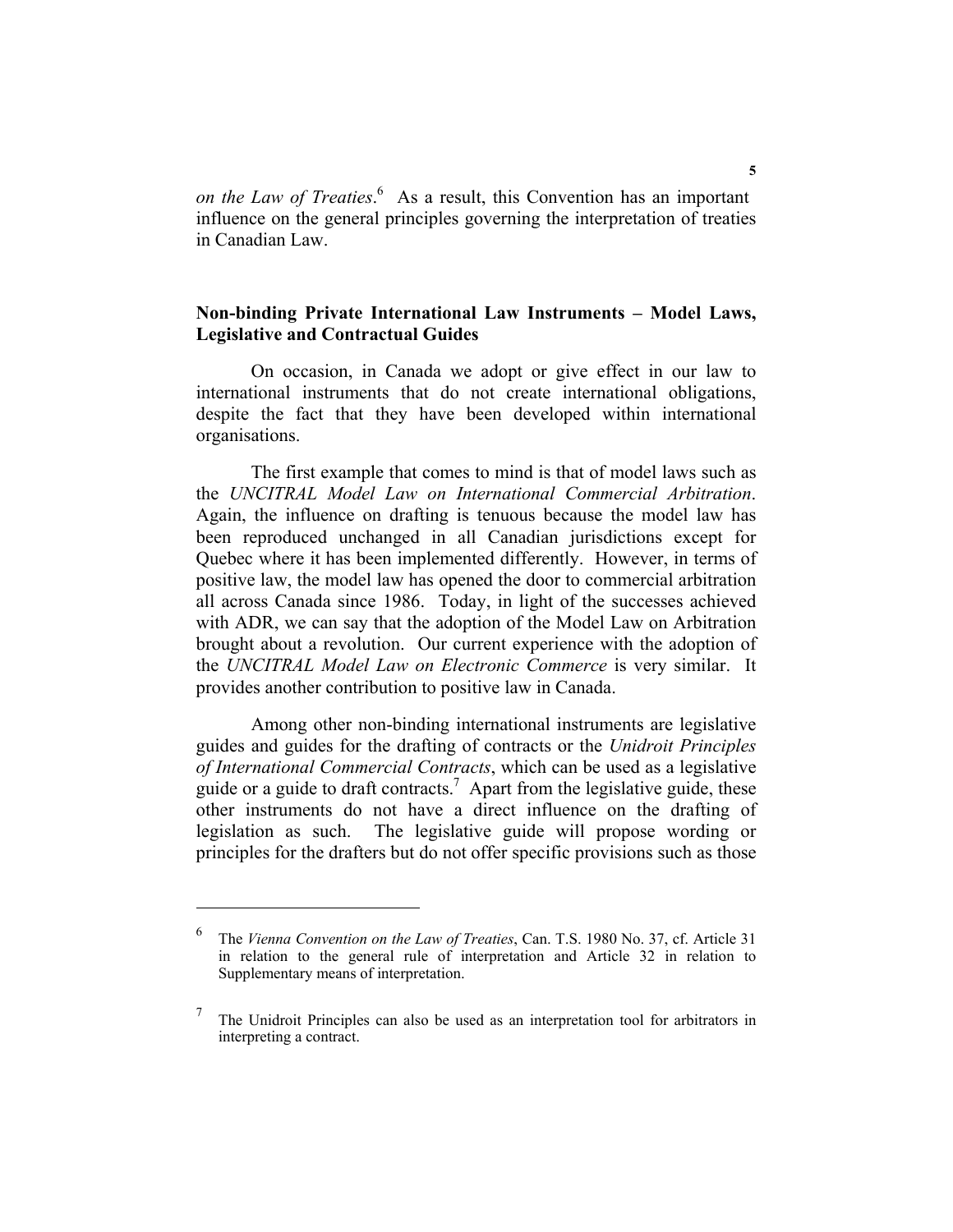*on the Law of Treaties*.[6] As a result, this Convention has an important influence on the general principles governing the interpretation of treaties in Canadian Law.

## Non-binding Private International Law Instruments – Model Laws, Legislative and Contractual Guides

On occasion, in Canada we adopt or give effect in our law to international instruments that do not create international obligations, despite the fact that they have been developed within international organisations.

The first example that comes to mind is that of model laws such as the *UNCITRAL Model Law on International Commercial Arbitration*. Again, the influence on drafting is tenuous because the model law has been reproduced unchanged in all Canadian jurisdictions except for Quebec where it has been implemented differently. However, in terms of positive law, the model law has opened the door to commercial arbitration all across Canada since 1986. Today, in light of the successes achieved with ADR, we can say that the adoption of the Model Law on Arbitration brought about a revolution. Our current experience with the adoption of the *UNCITRAL Model Law on Electronic Commerce* is very similar. It provides another contribution to positive law in Canada.

Among other non-binding international instruments are legislative guides and guides for the drafting of contracts or the *Unidroit Principles of International Commercial Contracts*, which can be used as a legislative guide or a guide to draft contracts.[7] Apart from the legislative guide, these other instruments do not have a direct influence on the drafting of legislation as such. The legislative guide will propose wording or principles for the drafters but do not offer specific provisions such as those

---

[6] The *Vienna Convention on the Law of Treaties*, Can. T.S. 1980 No. 37, cf. Article 31 in relation to the general rule of interpretation and Article 32 in relation to Supplementary means of interpretation.

[7] The Unidroit Principles can also be used as an interpretation tool for arbitrators in interpreting a contract.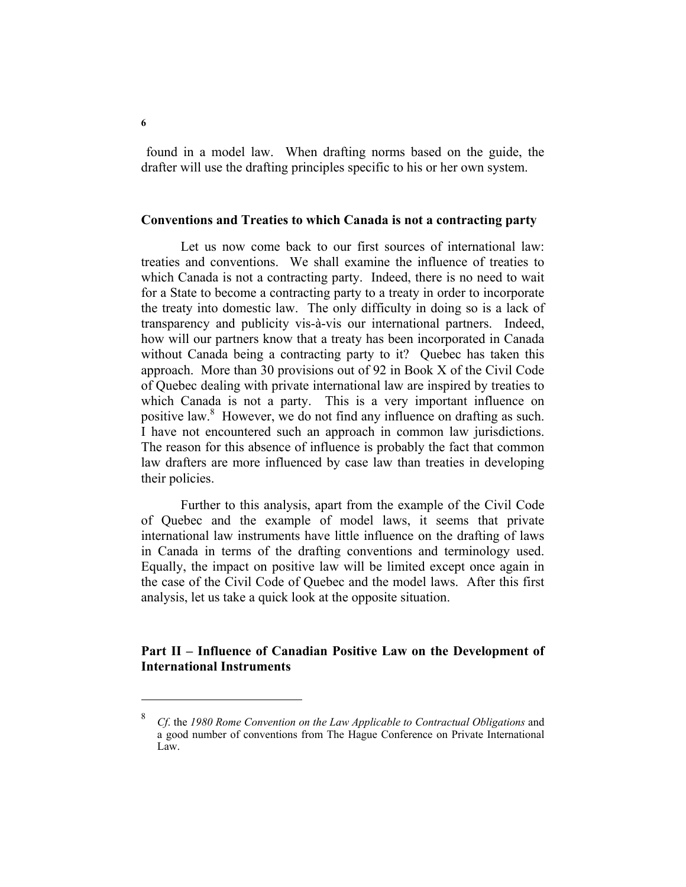found in a model law. When drafting norms based on the guide, the drafter will use the drafting principles specific to his or her own system.

### Conventions and Treaties to which Canada is not a contracting party

Let us now come back to our first sources of international law: treaties and conventions. We shall examine the influence of treaties to which Canada is not a contracting party. Indeed, there is no need to wait for a State to become a contracting party to a treaty in order to incorporate the treaty into domestic law. The only difficulty in doing so is a lack of transparency and publicity vis-à-vis our international partners. Indeed, how will our partners know that a treaty has been incorporated in Canada without Canada being a contracting party to it? Quebec has taken this approach. More than 30 provisions out of 92 in Book X of the Civil Code of Quebec dealing with private international law are inspired by treaties to which Canada is not a party. This is a very important influence on positive law.[8] However, we do not find any influence on drafting as such. I have not encountered such an approach in common law jurisdictions. The reason for this absence of influence is probably the fact that common law drafters are more influenced by case law than treaties in developing their policies.

Further to this analysis, apart from the example of the Civil Code of Quebec and the example of model laws, it seems that private international law instruments have little influence on the drafting of laws in Canada in terms of the drafting conventions and terminology used. Equally, the impact on positive law will be limited except once again in the case of the Civil Code of Quebec and the model laws. After this first analysis, let us take a quick look at the opposite situation.

## Part II – Influence of Canadian Positive Law on the Development of International Instruments

---

[8] *Cf.* the *1980 Rome Convention on the Law Applicable to Contractual Obligations* and a good number of conventions from The Hague Conference on Private International Law.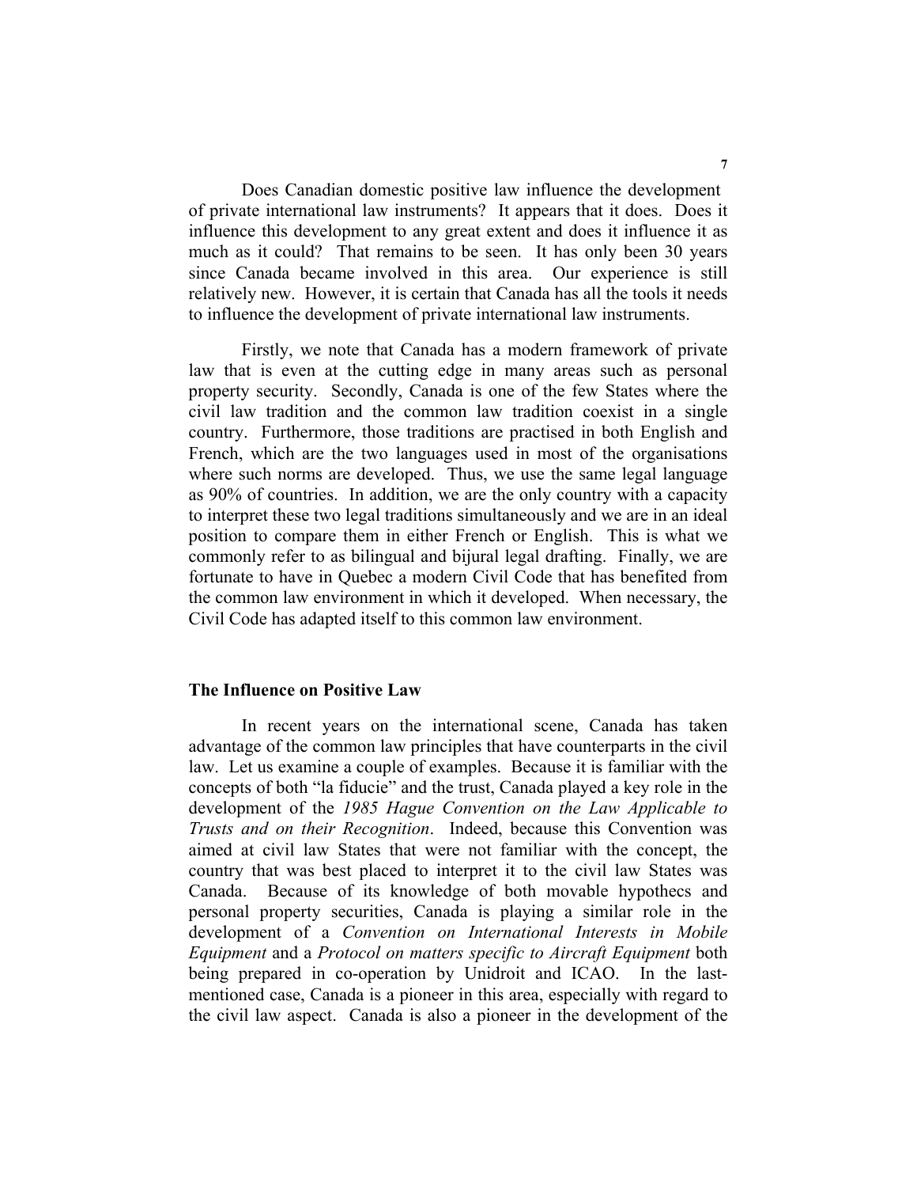Does Canadian domestic positive law influence the development of private international law instruments? It appears that it does. Does it influence this development to any great extent and does it influence it as much as it could? That remains to be seen. It has only been 30 years since Canada became involved in this area. Our experience is still relatively new. However, it is certain that Canada has all the tools it needs to influence the development of private international law instruments.

Firstly, we note that Canada has a modern framework of private law that is even at the cutting edge in many areas such as personal property security. Secondly, Canada is one of the few States where the civil law tradition and the common law tradition coexist in a single country. Furthermore, those traditions are practised in both English and French, which are the two languages used in most of the organisations where such norms are developed. Thus, we use the same legal language as 90% of countries. In addition, we are the only country with a capacity to interpret these two legal traditions simultaneously and we are in an ideal position to compare them in either French or English. This is what we commonly refer to as bilingual and bijural legal drafting. Finally, we are fortunate to have in Quebec a modern Civil Code that has benefited from the common law environment in which it developed. When necessary, the Civil Code has adapted itself to this common law environment.

**The Influence on Positive Law**

In recent years on the international scene, Canada has taken advantage of the common law principles that have counterparts in the civil law. Let us examine a couple of examples. Because it is familiar with the concepts of both "la fiducie" and the trust, Canada played a key role in the development of the *1985 Hague Convention on the Law Applicable to Trusts and on their Recognition*. Indeed, because this Convention was aimed at civil law States that were not familiar with the concept, the country that was best placed to interpret it to the civil law States was Canada. Because of its knowledge of both movable hypothecs and personal property securities, Canada is playing a similar role in the development of a *Convention on International Interests in Mobile Equipment* and a *Protocol on matters specific to Aircraft Equipment* both being prepared in co-operation by Unidroit and ICAO. In the last-mentioned case, Canada is a pioneer in this area, especially with regard to the civil law aspect. Canada is also a pioneer in the development of the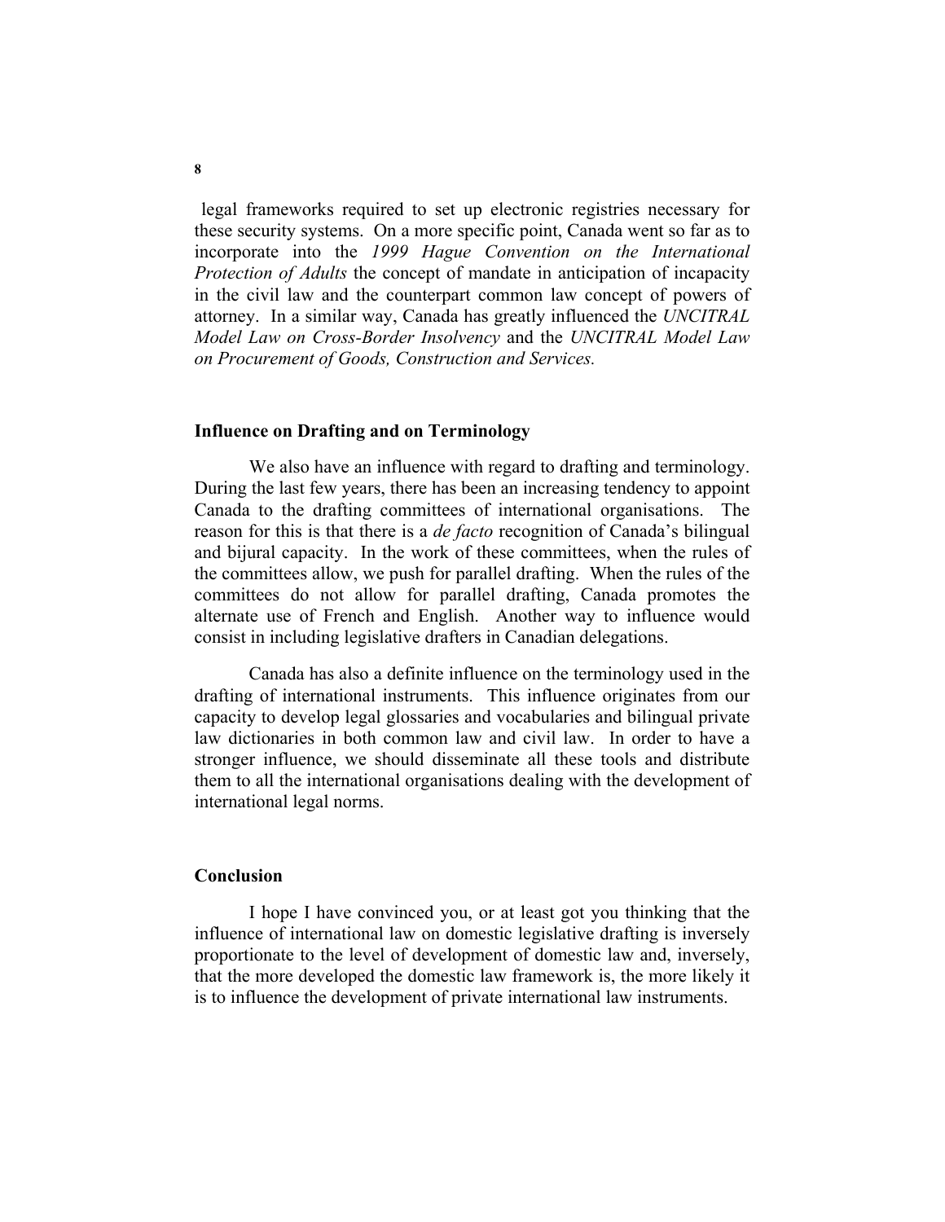legal frameworks required to set up electronic registries necessary for these security systems. On a more specific point, Canada went so far as to incorporate into the *1999 Hague Convention on the International Protection of Adults* the concept of mandate in anticipation of incapacity in the civil law and the counterpart common law concept of powers of attorney. In a similar way, Canada has greatly influenced the *UNCITRAL Model Law on Cross-Border Insolvency* and the *UNCITRAL Model Law on Procurement of Goods, Construction and Services.*

## Influence on Drafting and on Terminology

We also have an influence with regard to drafting and terminology. During the last few years, there has been an increasing tendency to appoint Canada to the drafting committees of international organisations. The reason for this is that there is a *de facto* recognition of Canada's bilingual and bijural capacity. In the work of these committees, when the rules of the committees allow, we push for parallel drafting. When the rules of the committees do not allow for parallel drafting, Canada promotes the alternate use of French and English. Another way to influence would consist in including legislative drafters in Canadian delegations.

Canada has also a definite influence on the terminology used in the drafting of international instruments. This influence originates from our capacity to develop legal glossaries and vocabularies and bilingual private law dictionaries in both common law and civil law. In order to have a stronger influence, we should disseminate all these tools and distribute them to all the international organisations dealing with the development of international legal norms.

## Conclusion

I hope I have convinced you, or at least got you thinking that the influence of international law on domestic legislative drafting is inversely proportionate to the level of development of domestic law and, inversely, that the more developed the domestic law framework is, the more likely it is to influence the development of private international law instruments.